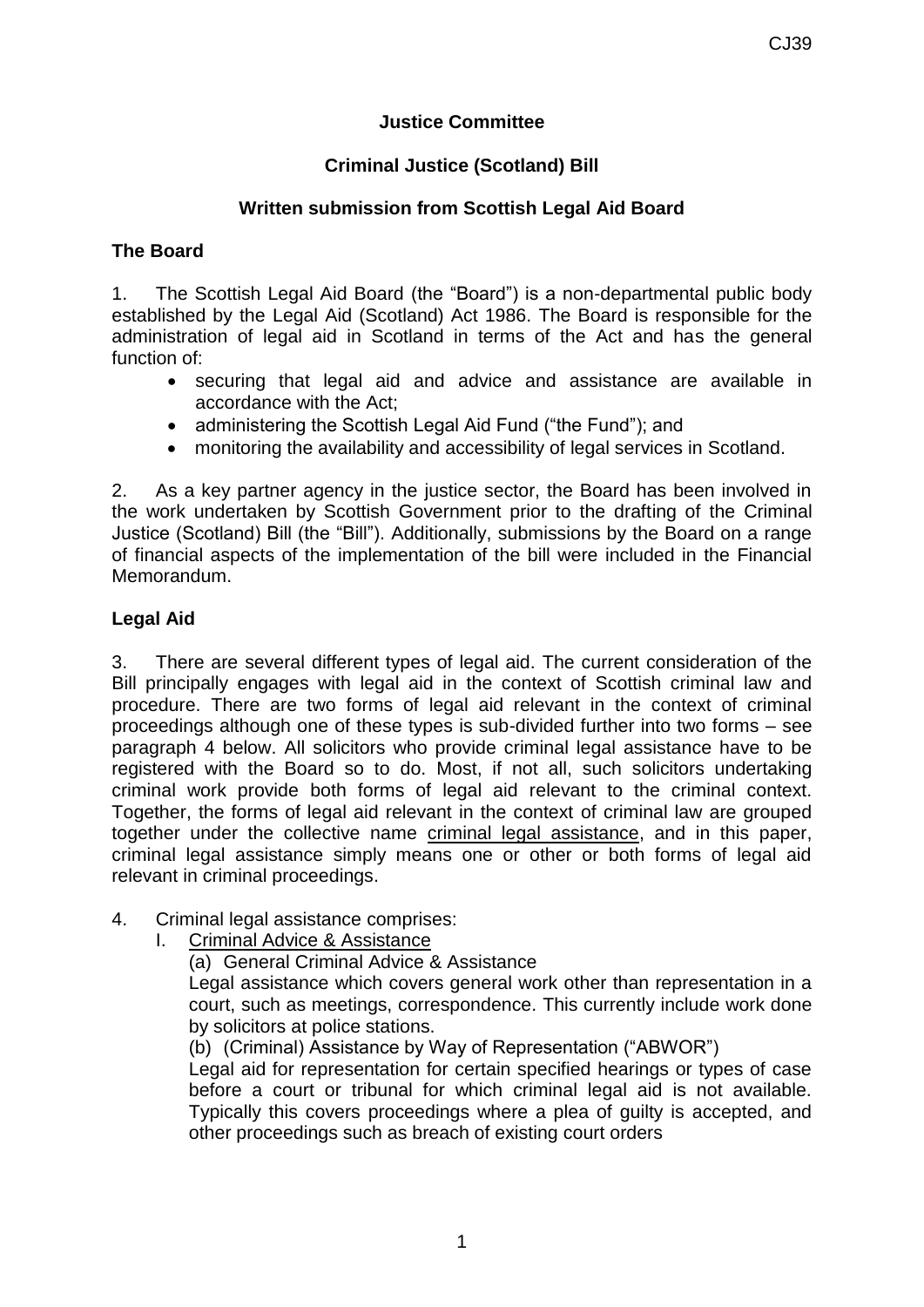CJ39

**Justice Committee**

**Criminal Justice (Scotland) Bill**

**Written submission from Scottish Legal Aid Board**

**The Board**

1. The Scottish Legal Aid Board (the "Board") is a non-departmental public body established by the Legal Aid (Scotland) Act 1986. The Board is responsible for the administration of legal aid in Scotland in terms of the Act and has the general function of:

- securing that legal aid and advice and assistance are available in accordance with the Act;
- administering the Scottish Legal Aid Fund ("the Fund"); and
- monitoring the availability and accessibility of legal services in Scotland.

2. As a key partner agency in the justice sector, the Board has been involved in the work undertaken by Scottish Government prior to the drafting of the Criminal Justice (Scotland) Bill (the "Bill"). Additionally, submissions by the Board on a range of financial aspects of the implementation of the bill were included in the Financial Memorandum.

**Legal Aid**

3. There are several different types of legal aid. The current consideration of the Bill principally engages with legal aid in the context of Scottish criminal law and procedure. There are two forms of legal aid relevant in the context of criminal proceedings although one of these types is sub-divided further into two forms – see paragraph 4 below. All solicitors who provide criminal legal assistance have to be registered with the Board so to do. Most, if not all, such solicitors undertaking criminal work provide both forms of legal aid relevant to the criminal context. Together, the forms of legal aid relevant in the context of criminal law are grouped together under the collective name <u>criminal legal assistance</u>, and in this paper, criminal legal assistance simply means one or other or both forms of legal aid relevant in criminal proceedings.

4. Criminal legal assistance comprises:

I. <u>Criminal Advice & Assistance</u>

(a) General Criminal Advice & Assistance

Legal assistance which covers general work other than representation in a court, such as meetings, correspondence. This currently include work done by solicitors at police stations.

(b) (Criminal) Assistance by Way of Representation ("ABWOR")

Legal aid for representation for certain specified hearings or types of case before a court or tribunal for which criminal legal aid is not available. Typically this covers proceedings where a plea of guilty is accepted, and other proceedings such as breach of existing court orders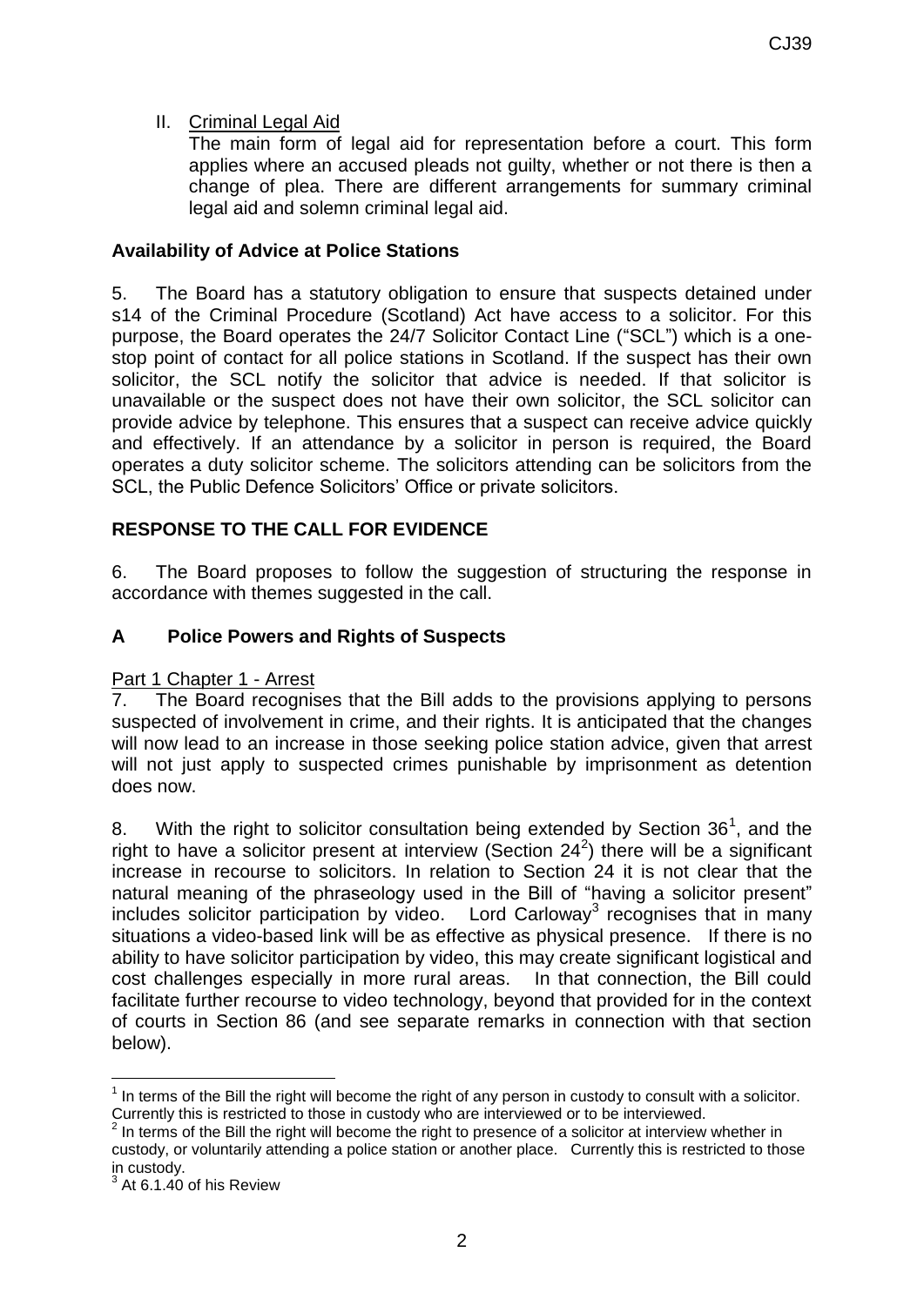II. Criminal Legal Aid

The main form of legal aid for representation before a court. This form applies where an accused pleads not guilty, whether or not there is then a change of plea. There are different arrangements for summary criminal legal aid and solemn criminal legal aid.

**Availability of Advice at Police Stations**

5. The Board has a statutory obligation to ensure that suspects detained under s14 of the Criminal Procedure (Scotland) Act have access to a solicitor. For this purpose, the Board operates the 24/7 Solicitor Contact Line ("SCL") which is a one-stop point of contact for all police stations in Scotland. If the suspect has their own solicitor, the SCL notify the solicitor that advice is needed. If that solicitor is unavailable or the suspect does not have their own solicitor, the SCL solicitor can provide advice by telephone. This ensures that a suspect can receive advice quickly and effectively. If an attendance by a solicitor in person is required, the Board operates a duty solicitor scheme. The solicitors attending can be solicitors from the SCL, the Public Defence Solicitors' Office or private solicitors.

**RESPONSE TO THE CALL FOR EVIDENCE**

6. The Board proposes to follow the suggestion of structuring the response in accordance with themes suggested in the call.

**A Police Powers and Rights of Suspects**

Part 1 Chapter 1 - Arrest

7. The Board recognises that the Bill adds to the provisions applying to persons suspected of involvement in crime, and their rights. It is anticipated that the changes will now lead to an increase in those seeking police station advice, given that arrest will not just apply to suspected crimes punishable by imprisonment as detention does now.

8. With the right to solicitor consultation being extended by Section 36[1], and the right to have a solicitor present at interview (Section 24[2]) there will be a significant increase in recourse to solicitors. In relation to Section 24 it is not clear that the natural meaning of the phraseology used in the Bill of "having a solicitor present" includes solicitor participation by video. Lord Carloway[3] recognises that in many situations a video-based link will be as effective as physical presence. If there is no ability to have solicitor participation by video, this may create significant logistical and cost challenges especially in more rural areas. In that connection, the Bill could facilitate further recourse to video technology, beyond that provided for in the context of courts in Section 86 (and see separate remarks in connection with that section below).

---

[1] In terms of the Bill the right will become the right of any person in custody to consult with a solicitor. Currently this is restricted to those in custody who are interviewed or to be interviewed.

[2] In terms of the Bill the right will become the right to presence of a solicitor at interview whether in custody, or voluntarily attending a police station or another place. Currently this is restricted to those in custody.

[3] At 6.1.40 of his Review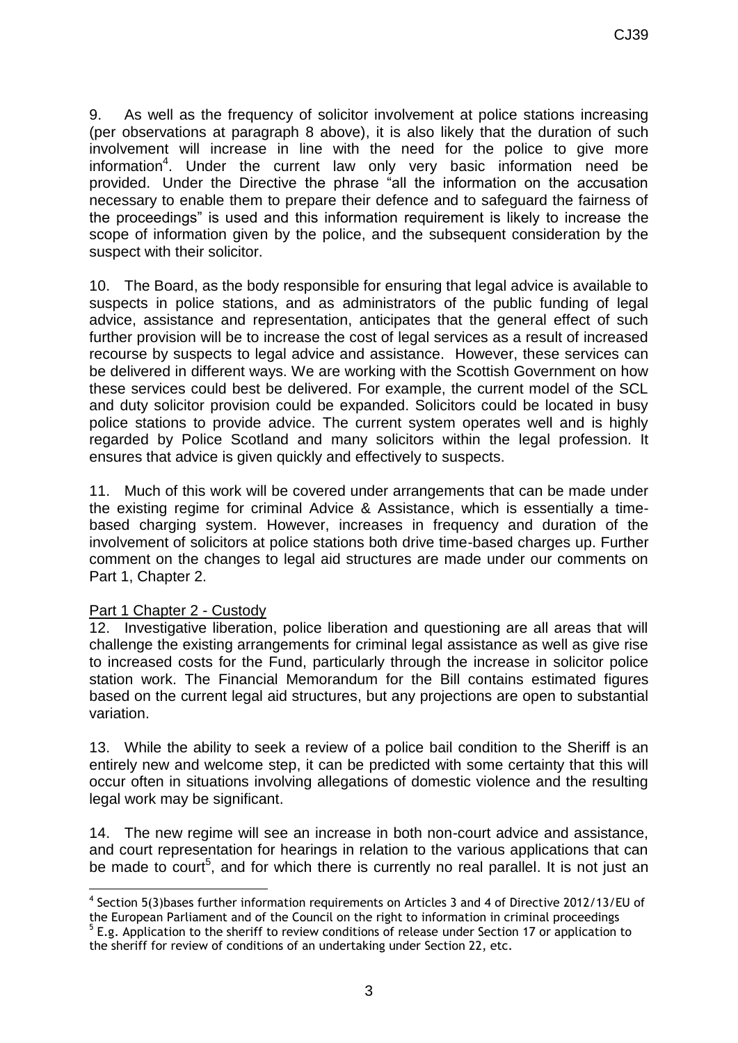9. As well as the frequency of solicitor involvement at police stations increasing (per observations at paragraph 8 above), it is also likely that the duration of such involvement will increase in line with the need for the police to give more information[4]. Under the current law only very basic information need be provided. Under the Directive the phrase "all the information on the accusation necessary to enable them to prepare their defence and to safeguard the fairness of the proceedings" is used and this information requirement is likely to increase the scope of information given by the police, and the subsequent consideration by the suspect with their solicitor.

10. The Board, as the body responsible for ensuring that legal advice is available to suspects in police stations, and as administrators of the public funding of legal advice, assistance and representation, anticipates that the general effect of such further provision will be to increase the cost of legal services as a result of increased recourse by suspects to legal advice and assistance. However, these services can be delivered in different ways. We are working with the Scottish Government on how these services could best be delivered. For example, the current model of the SCL and duty solicitor provision could be expanded. Solicitors could be located in busy police stations to provide advice. The current system operates well and is highly regarded by Police Scotland and many solicitors within the legal profession. It ensures that advice is given quickly and effectively to suspects.

11. Much of this work will be covered under arrangements that can be made under the existing regime for criminal Advice & Assistance, which is essentially a time-based charging system. However, increases in frequency and duration of the involvement of solicitors at police stations both drive time-based charges up. Further comment on the changes to legal aid structures are made under our comments on Part 1, Chapter 2.

## Part 1 Chapter 2 - Custody

12. Investigative liberation, police liberation and questioning are all areas that will challenge the existing arrangements for criminal legal assistance as well as give rise to increased costs for the Fund, particularly through the increase in solicitor police station work. The Financial Memorandum for the Bill contains estimated figures based on the current legal aid structures, but any projections are open to substantial variation.

13. While the ability to seek a review of a police bail condition to the Sheriff is an entirely new and welcome step, it can be predicted with some certainty that this will occur often in situations involving allegations of domestic violence and the resulting legal work may be significant.

14. The new regime will see an increase in both non-court advice and assistance, and court representation for hearings in relation to the various applications that can be made to court[5], and for which there is currently no real parallel. It is not just an

---

[4] Section 5(3)bases further information requirements on Articles 3 and 4 of Directive 2012/13/EU of the European Parliament and of the Council on the right to information in criminal proceedings

[5] E.g. Application to the sheriff to review conditions of release under Section 17 or application to the sheriff for review of conditions of an undertaking under Section 22, etc.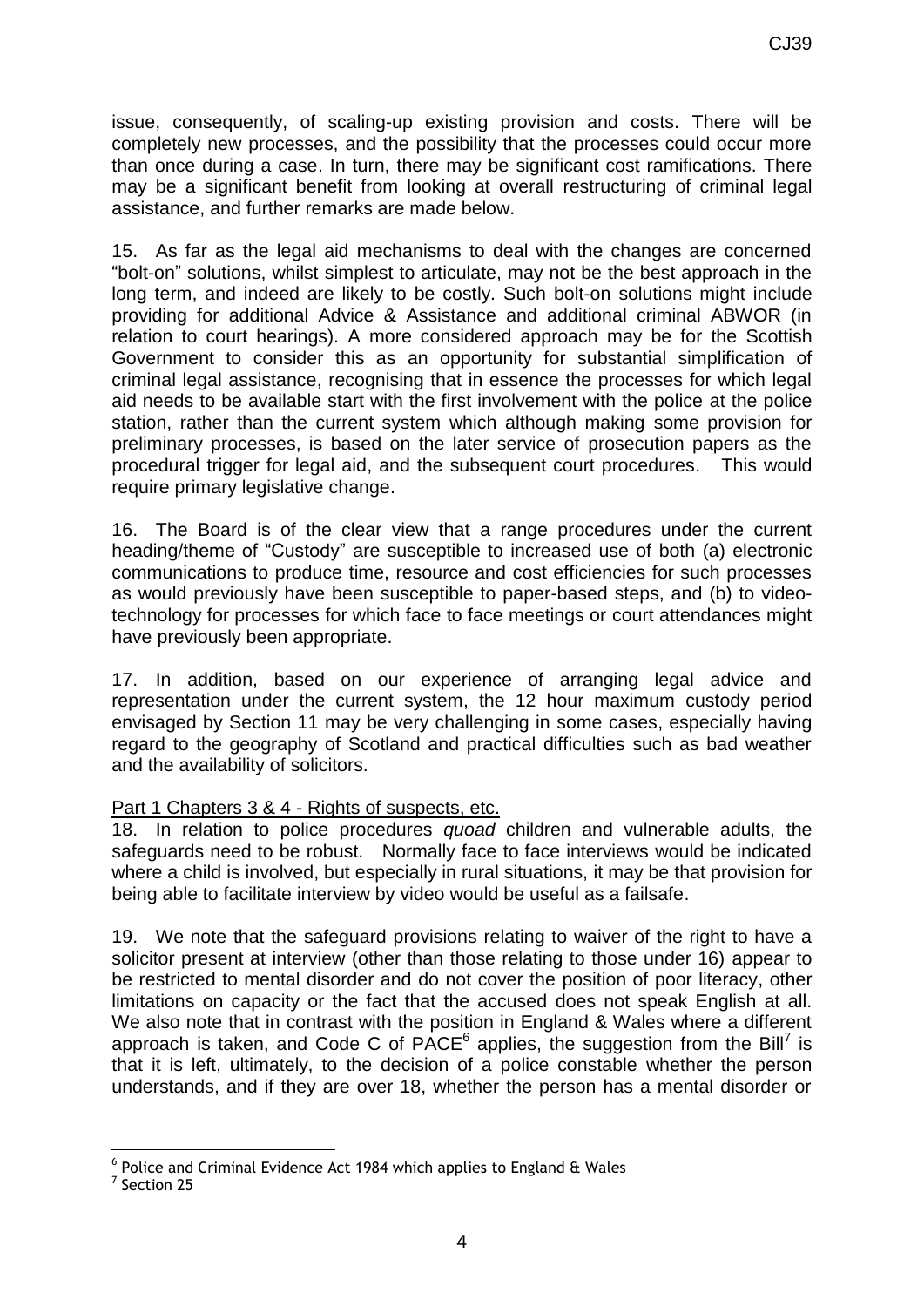issue, consequently, of scaling-up existing provision and costs. There will be completely new processes, and the possibility that the processes could occur more than once during a case. In turn, there may be significant cost ramifications. There may be a significant benefit from looking at overall restructuring of criminal legal assistance, and further remarks are made below.

15. As far as the legal aid mechanisms to deal with the changes are concerned "bolt-on" solutions, whilst simplest to articulate, may not be the best approach in the long term, and indeed are likely to be costly. Such bolt-on solutions might include providing for additional Advice & Assistance and additional criminal ABWOR (in relation to court hearings). A more considered approach may be for the Scottish Government to consider this as an opportunity for substantial simplification of criminal legal assistance, recognising that in essence the processes for which legal aid needs to be available start with the first involvement with the police at the police station, rather than the current system which although making some provision for preliminary processes, is based on the later service of prosecution papers as the procedural trigger for legal aid, and the subsequent court procedures. This would require primary legislative change.

16. The Board is of the clear view that a range procedures under the current heading/theme of "Custody" are susceptible to increased use of both (a) electronic communications to produce time, resource and cost efficiencies for such processes as would previously have been susceptible to paper-based steps, and (b) to video-technology for processes for which face to face meetings or court attendances might have previously been appropriate.

17. In addition, based on our experience of arranging legal advice and representation under the current system, the 12 hour maximum custody period envisaged by Section 11 may be very challenging in some cases, especially having regard to the geography of Scotland and practical difficulties such as bad weather and the availability of solicitors.

Part 1 Chapters 3 & 4 - Rights of suspects, etc.

18. In relation to police procedures *quoad* children and vulnerable adults, the safeguards need to be robust. Normally face to face interviews would be indicated where a child is involved, but especially in rural situations, it may be that provision for being able to facilitate interview by video would be useful as a failsafe.

19. We note that the safeguard provisions relating to waiver of the right to have a solicitor present at interview (other than those relating to those under 16) appear to be restricted to mental disorder and do not cover the position of poor literacy, other limitations on capacity or the fact that the accused does not speak English at all. We also note that in contrast with the position in England & Wales where a different approach is taken, and Code C of PACE[6] applies, the suggestion from the Bill[7] is that it is left, ultimately, to the decision of a police constable whether the person understands, and if they are over 18, whether the person has a mental disorder or

---

[6] Police and Criminal Evidence Act 1984 which applies to England & Wales

[7] Section 25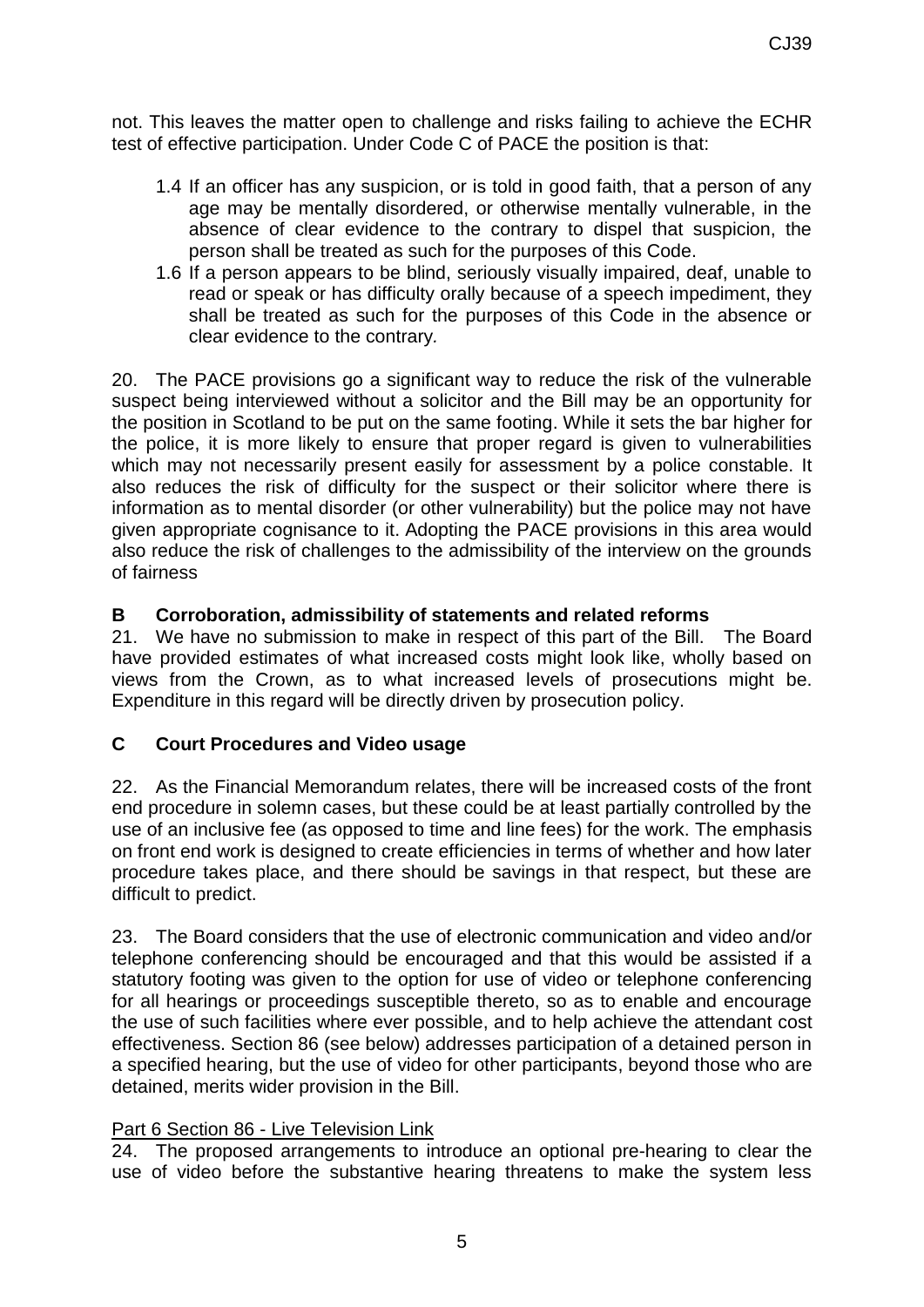not. This leaves the matter open to challenge and risks failing to achieve the ECHR test of effective participation. Under Code C of PACE the position is that:

> 1.4 If an officer has any suspicion, or is told in good faith, that a person of any age may be mentally disordered, or otherwise mentally vulnerable, in the absence of clear evidence to the contrary to dispel that suspicion, the person shall be treated as such for the purposes of this Code.
>
> 1.6 If a person appears to be blind, seriously visually impaired, deaf, unable to read or speak or has difficulty orally because of a speech impediment, they shall be treated as such for the purposes of this Code in the absence or clear evidence to the contrary.

20. The PACE provisions go a significant way to reduce the risk of the vulnerable suspect being interviewed without a solicitor and the Bill may be an opportunity for the position in Scotland to be put on the same footing. While it sets the bar higher for the police, it is more likely to ensure that proper regard is given to vulnerabilities which may not necessarily present easily for assessment by a police constable. It also reduces the risk of difficulty for the suspect or their solicitor where there is information as to mental disorder (or other vulnerability) but the police may not have given appropriate cognisance to it. Adopting the PACE provisions in this area would also reduce the risk of challenges to the admissibility of the interview on the grounds of fairness

## B Corroboration, admissibility of statements and related reforms

21. We have no submission to make in respect of this part of the Bill. The Board have provided estimates of what increased costs might look like, wholly based on views from the Crown, as to what increased levels of prosecutions might be. Expenditure in this regard will be directly driven by prosecution policy.

## C Court Procedures and Video usage

22. As the Financial Memorandum relates, there will be increased costs of the front end procedure in solemn cases, but these could be at least partially controlled by the use of an inclusive fee (as opposed to time and line fees) for the work. The emphasis on front end work is designed to create efficiencies in terms of whether and how later procedure takes place, and there should be savings in that respect, but these are difficult to predict.

23. The Board considers that the use of electronic communication and video and/or telephone conferencing should be encouraged and that this would be assisted if a statutory footing was given to the option for use of video or telephone conferencing for all hearings or proceedings susceptible thereto, so as to enable and encourage the use of such facilities where ever possible, and to help achieve the attendant cost effectiveness. Section 86 (see below) addresses participation of a detained person in a specified hearing, but the use of video for other participants, beyond those who are detained, merits wider provision in the Bill.

### Part 6 Section 86 - Live Television Link

24. The proposed arrangements to introduce an optional pre-hearing to clear the use of video before the substantive hearing threatens to make the system less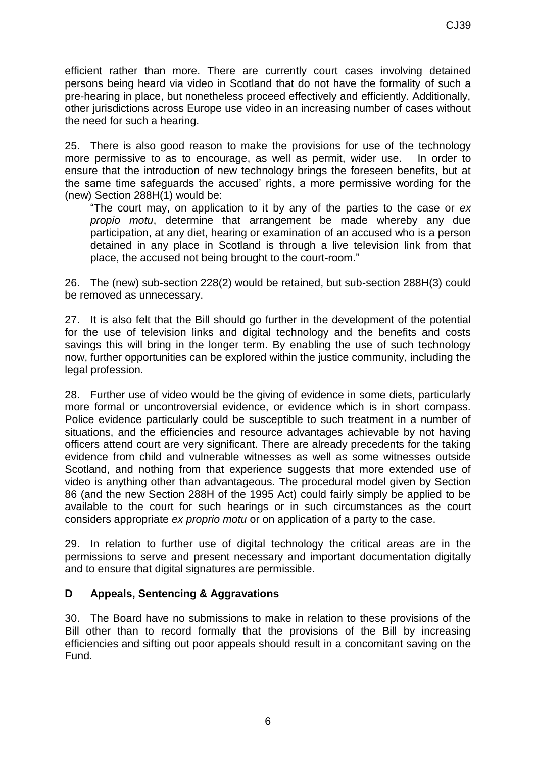efficient rather than more. There are currently court cases involving detained persons being heard via video in Scotland that do not have the formality of such a pre-hearing in place, but nonetheless proceed effectively and efficiently. Additionally, other jurisdictions across Europe use video in an increasing number of cases without the need for such a hearing.

25. There is also good reason to make the provisions for use of the technology more permissive to as to encourage, as well as permit, wider use. In order to ensure that the introduction of new technology brings the foreseen benefits, but at the same time safeguards the accused' rights, a more permissive wording for the (new) Section 288H(1) would be:

> "The court may, on application to it by any of the parties to the case or *ex propio motu*, determine that arrangement be made whereby any due participation, at any diet, hearing or examination of an accused who is a person detained in any place in Scotland is through a live television link from that place, the accused not being brought to the court-room."

26. The (new) sub-section 228(2) would be retained, but sub-section 288H(3) could be removed as unnecessary.

27. It is also felt that the Bill should go further in the development of the potential for the use of television links and digital technology and the benefits and costs savings this will bring in the longer term. By enabling the use of such technology now, further opportunities can be explored within the justice community, including the legal profession.

28. Further use of video would be the giving of evidence in some diets, particularly more formal or uncontroversial evidence, or evidence which is in short compass. Police evidence particularly could be susceptible to such treatment in a number of situations, and the efficiencies and resource advantages achievable by not having officers attend court are very significant. There are already precedents for the taking evidence from child and vulnerable witnesses as well as some witnesses outside Scotland, and nothing from that experience suggests that more extended use of video is anything other than advantageous. The procedural model given by Section 86 (and the new Section 288H of the 1995 Act) could fairly simply be applied to be available to the court for such hearings or in such circumstances as the court considers appropriate *ex proprio motu* or on application of a party to the case.

29. In relation to further use of digital technology the critical areas are in the permissions to serve and present necessary and important documentation digitally and to ensure that digital signatures are permissible.

## D Appeals, Sentencing & Aggravations

30. The Board have no submissions to make in relation to these provisions of the Bill other than to record formally that the provisions of the Bill by increasing efficiencies and sifting out poor appeals should result in a concomitant saving on the Fund.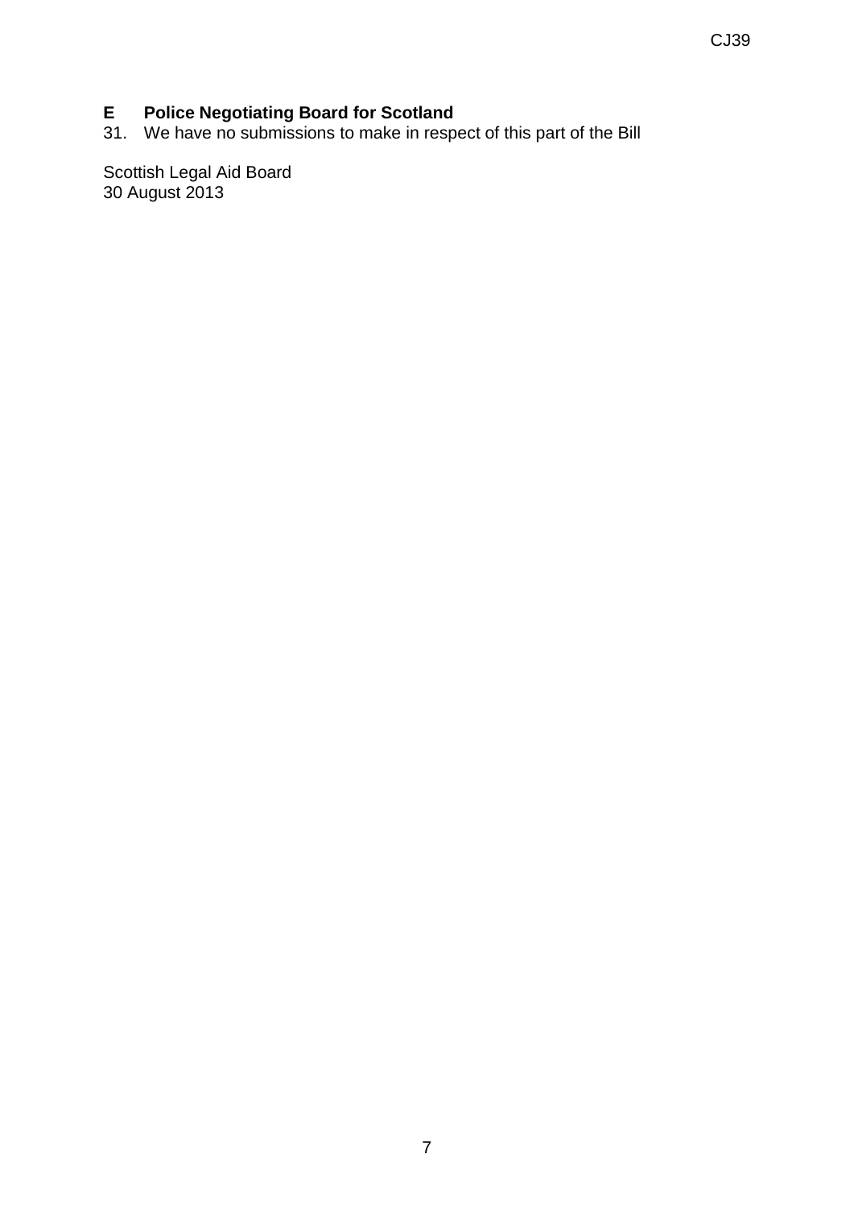## E Police Negotiating Board for Scotland

31. We have no submissions to make in respect of this part of the Bill

Scottish Legal Aid Board
30 August 2013